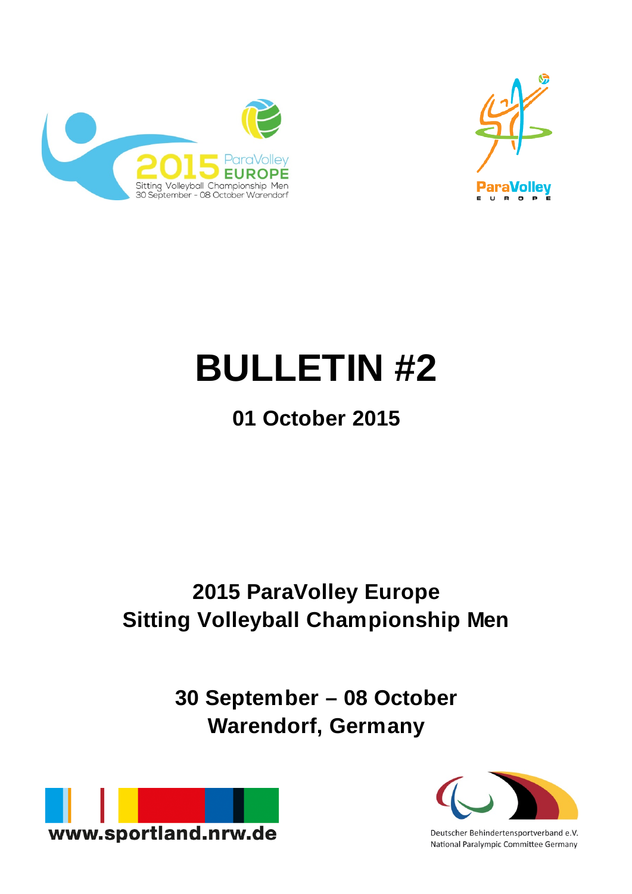# BULLETIN #2

## 01 October 2015

## 2015 ParaVolley Europe
## Sitting Volleyball Championship Men

## 30 September – 08 October
## Warendorf, Germany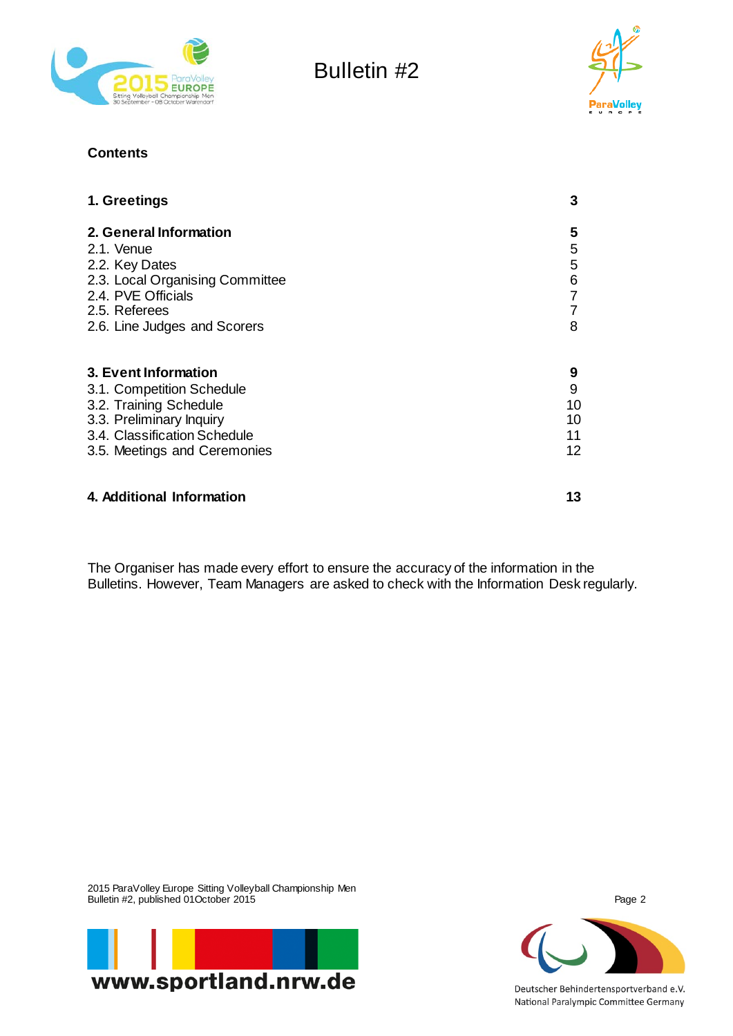# Bulletin #2

**Contents**

| | |
|---|---|
| **1. Greetings** | **3** |
| **2. General Information** | **5** |
| 2.1. Venue | 5 |
| 2.2. Key Dates | 5 |
| 2.3. Local Organising Committee | 6 |
| 2.4. PVE Officials | 7 |
| 2.5. Referees | 7 |
| 2.6. Line Judges and Scorers | 8 |
| **3. Event Information** | **9** |
| 3.1. Competition Schedule | 9 |
| 3.2. Training Schedule | 10 |
| 3.3. Preliminary Inquiry | 10 |
| 3.4. Classification Schedule | 11 |
| 3.5. Meetings and Ceremonies | 12 |
| **4. Additional Information** | **13** |

The Organiser has made every effort to ensure the accuracy of the information in the Bulletins. However, Team Managers are asked to check with the Information Desk regularly.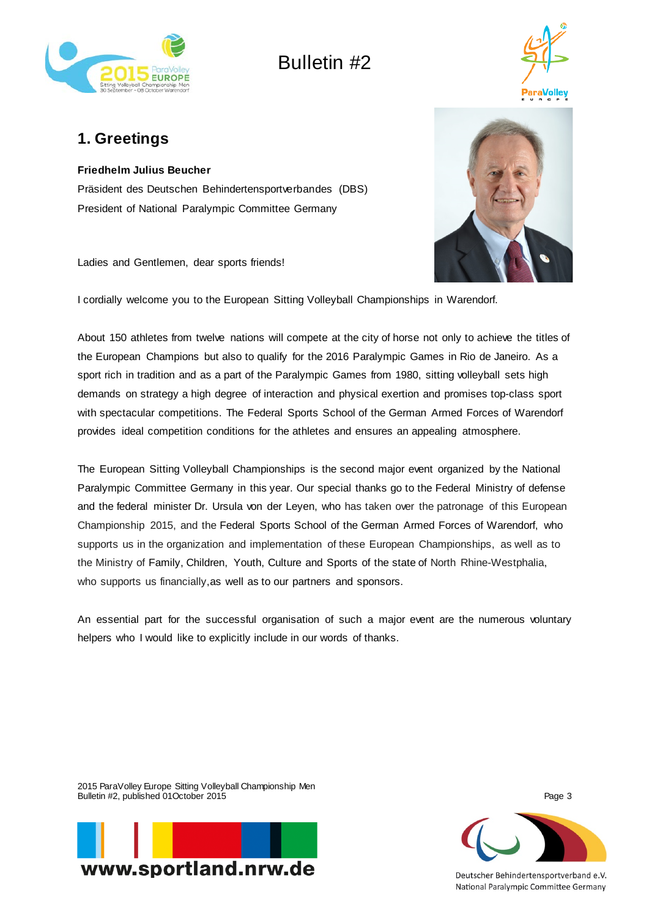## 1. Greetings

**Friedhelm Julius Beucher**

Präsident des Deutschen Behindertensportverbandes (DBS)
President of National Paralympic Committee Germany

Ladies and Gentlemen, dear sports friends!

I cordially welcome you to the European Sitting Volleyball Championships in Warendorf.

About 150 athletes from twelve nations will compete at the city of horse not only to achieve the titles of the European Champions but also to qualify for the 2016 Paralympic Games in Rio de Janeiro. As a sport rich in tradition and as a part of the Paralympic Games from 1980, sitting volleyball sets high demands on strategy a high degree of interaction and physical exertion and promises top-class sport with spectacular competitions. The Federal Sports School of the German Armed Forces of Warendorf provides ideal competition conditions for the athletes and ensures an appealing atmosphere.

The European Sitting Volleyball Championships is the second major event organized by the National Paralympic Committee Germany in this year. Our special thanks go to the Federal Ministry of defense and the federal minister Dr. Ursula von der Leyen, who has taken over the patronage of this European Championship 2015, and the Federal Sports School of the German Armed Forces of Warendorf, who supports us in the organization and implementation of these European Championships, as well as to the Ministry of Family, Children, Youth, Culture and Sports of the state of North Rhine-Westphalia, who supports us financially,as well as to our partners and sponsors.

An essential part for the successful organisation of such a major event are the numerous voluntary helpers who I would like to explicitly include in our words of thanks.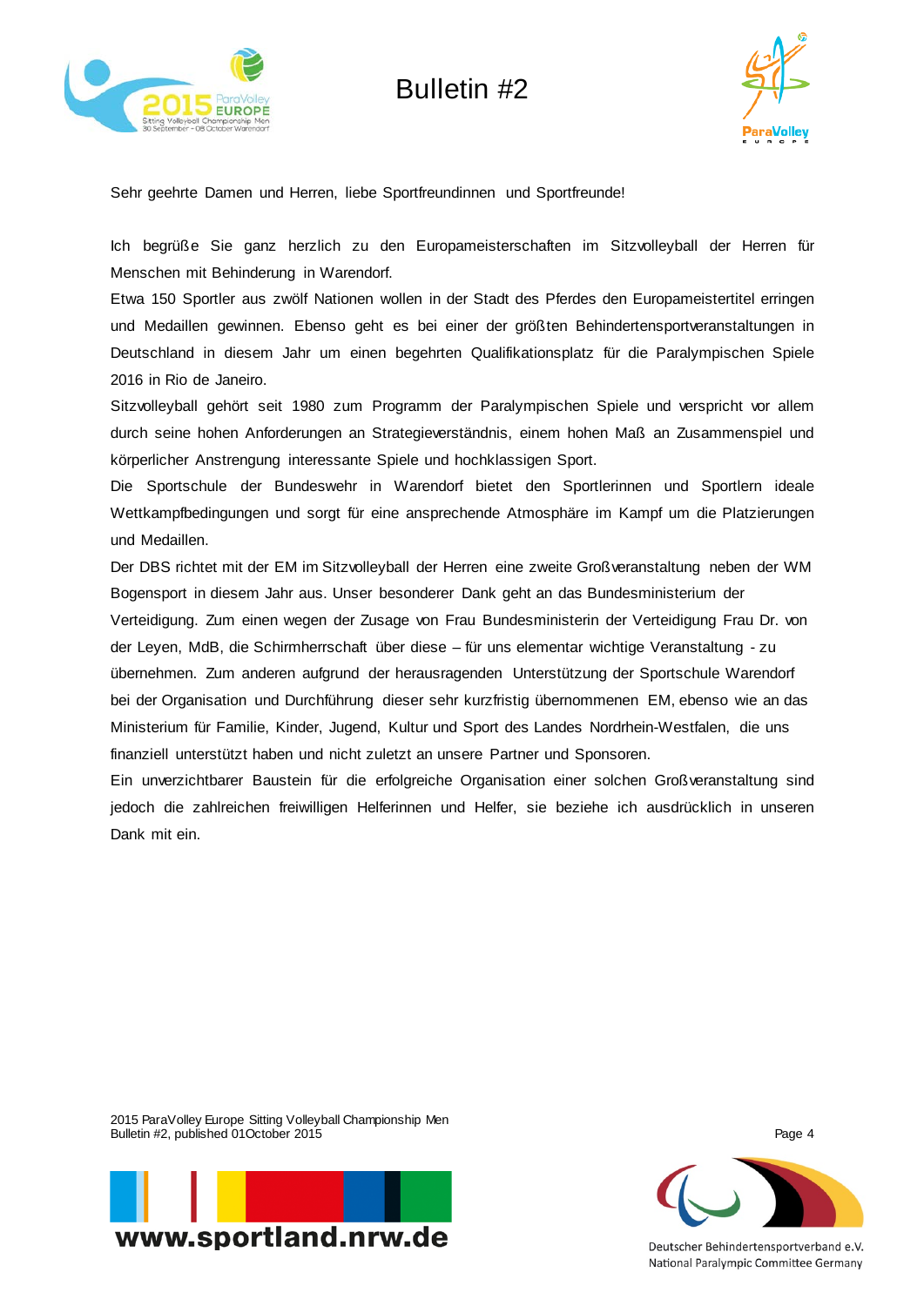# Bulletin #2

Sehr geehrte Damen und Herren, liebe Sportfreundinnen und Sportfreunde!

Ich begrüße Sie ganz herzlich zu den Europameisterschaften im Sitzvolleyball der Herren für Menschen mit Behinderung in Warendorf.

Etwa 150 Sportler aus zwölf Nationen wollen in der Stadt des Pferdes den Europameistertitel erringen und Medaillen gewinnen. Ebenso geht es bei einer der größten Behindertensportveranstaltungen in Deutschland in diesem Jahr um einen begehrten Qualifikationsplatz für die Paralympischen Spiele 2016 in Rio de Janeiro.

Sitzvolleyball gehört seit 1980 zum Programm der Paralympischen Spiele und verspricht vor allem durch seine hohen Anforderungen an Strategieverständnis, einem hohen Maß an Zusammenspiel und körperlicher Anstrengung interessante Spiele und hochklassigen Sport.

Die Sportschule der Bundeswehr in Warendorf bietet den Sportlerinnen und Sportlern ideale Wettkampfbedingungen und sorgt für eine ansprechende Atmosphäre im Kampf um die Platzierungen und Medaillen.

Der DBS richtet mit der EM im Sitzvolleyball der Herren eine zweite Großveranstaltung neben der WM Bogensport in diesem Jahr aus. Unser besonderer Dank geht an das Bundesministerium der Verteidigung. Zum einen wegen der Zusage von Frau Bundesministerin der Verteidigung Frau Dr. von der Leyen, MdB, die Schirmherrschaft über diese – für uns elementar wichtige Veranstaltung - zu übernehmen. Zum anderen aufgrund der herausragenden Unterstützung der Sportschule Warendorf bei der Organisation und Durchführung dieser sehr kurzfristig übernommenen EM, ebenso wie an das Ministerium für Familie, Kinder, Jugend, Kultur und Sport des Landes Nordrhein-Westfalen, die uns finanziell unterstützt haben und nicht zuletzt an unsere Partner und Sponsoren.

Ein unverzichtbarer Baustein für die erfolgreiche Organisation einer solchen Großveranstaltung sind jedoch die zahlreichen freiwilligen Helferinnen und Helfer, sie beziehe ich ausdrücklich in unseren Dank mit ein.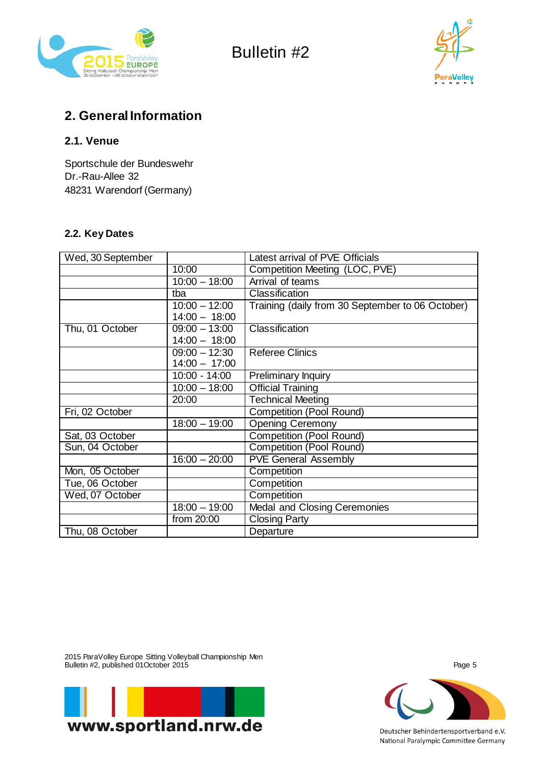## 2. General Information

### 2.1. Venue

Sportschule der Bundeswehr
Dr.-Rau-Allee 32
48231 Warendorf (Germany)

### 2.2. Key Dates

| Wed, 30 September | | Latest arrival of PVE Officials |
|---|---|---|
| | 10:00 | Competition Meeting (LOC, PVE) |
| | 10:00 – 18:00 | Arrival of teams |
| | tba | Classification |
| | 10:00 – 12:00<br>14:00 – 18:00 | Training (daily from 30 September to 06 October) |
| Thu, 01 October | 09:00 – 13:00<br>14:00 – 18:00 | Classification |
| | 09:00 – 12:30<br>14:00 – 17:00 | Referee Clinics |
| | 10:00 - 14:00 | Preliminary Inquiry |
| | 10:00 – 18:00 | Official Training |
| | 20:00 | Technical Meeting |
| Fri, 02 October | | Competition (Pool Round) |
| | 18:00 – 19:00 | Opening Ceremony |
| Sat, 03 October | | Competition (Pool Round) |
| Sun, 04 October | | Competition (Pool Round) |
| | 16:00 – 20:00 | PVE General Assembly |
| Mon, 05 October | | Competition |
| Tue, 06 October | | Competition |
| Wed, 07 October | | Competition |
| | 18:00 – 19:00 | Medal and Closing Ceremonies |
| | from 20:00 | Closing Party |
| Thu, 08 October | | Departure |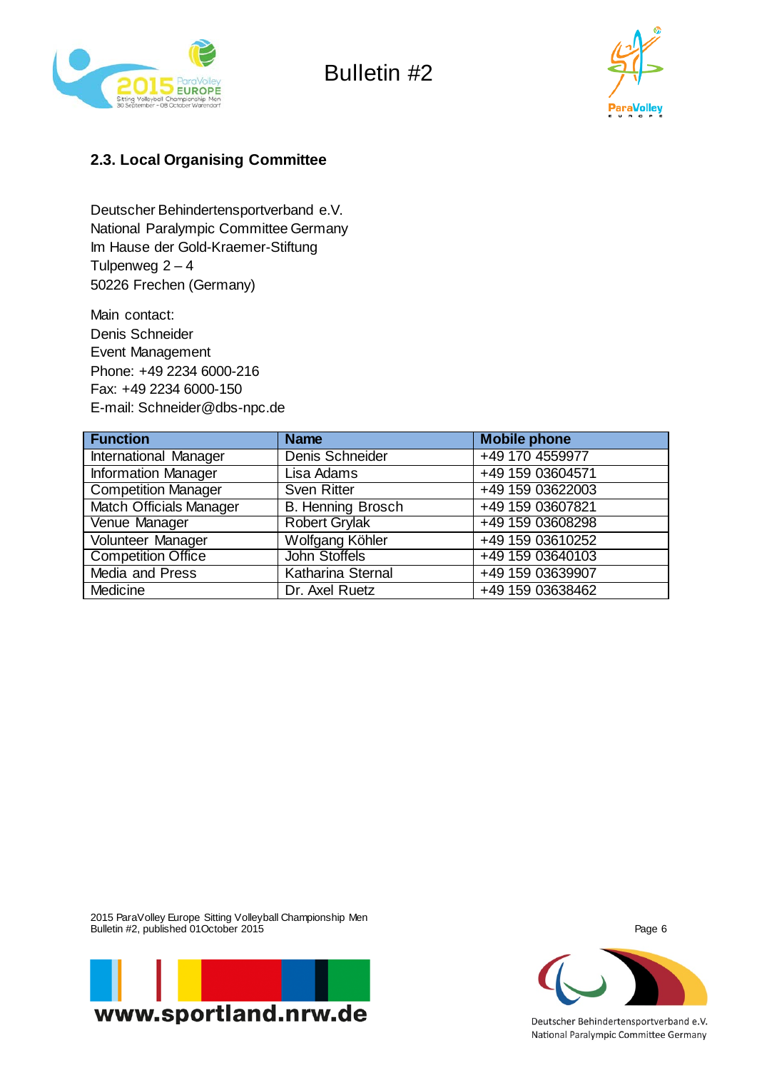## 2.3. Local Organising Committee

Deutscher Behindertensportverband e.V.
National Paralympic Committee Germany
Im Hause der Gold-Kraemer-Stiftung
Tulpenweg 2 – 4
50226 Frechen (Germany)

Main contact:
Denis Schneider
Event Management
Phone: +49 2234 6000-216
Fax: +49 2234 6000-150
E-mail: Schneider@dbs-npc.de

| Function | Name | Mobile phone |
|---|---|---|
| International Manager | Denis Schneider | +49 170 4559977 |
| Information Manager | Lisa Adams | +49 159 03604571 |
| Competition Manager | Sven Ritter | +49 159 03622003 |
| Match Officials Manager | B. Henning Brosch | +49 159 03607821 |
| Venue Manager | Robert Grylak | +49 159 03608298 |
| Volunteer Manager | Wolfgang Köhler | +49 159 03610252 |
| Competition Office | John Stoffels | +49 159 03640103 |
| Media and Press | Katharina Sternal | +49 159 03639907 |
| Medicine | Dr. Axel Ruetz | +49 159 03638462 |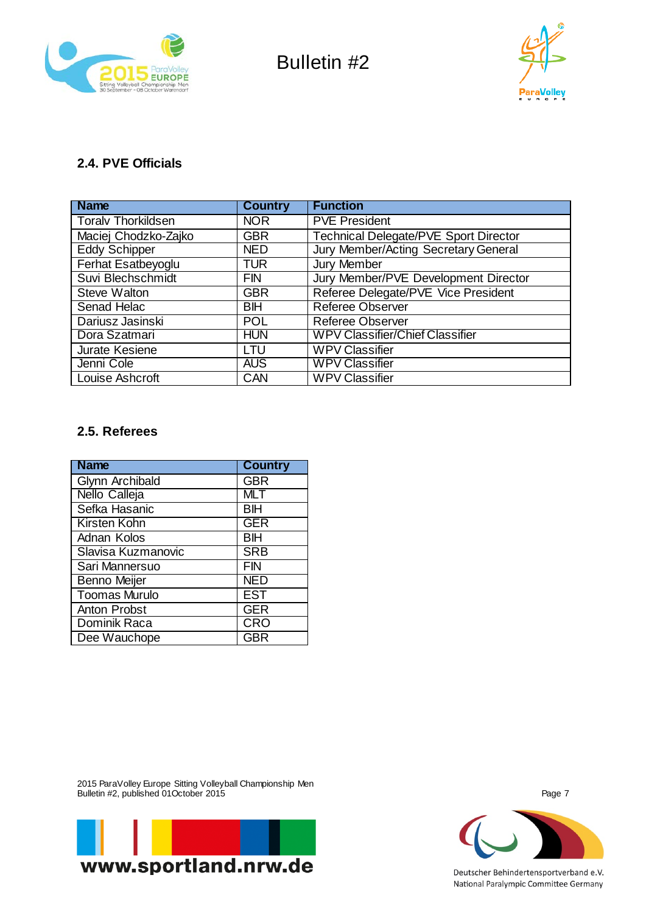## 2.4. PVE Officials

| Name | Country | Function |
|---|---|---|
| Toralv Thorkildsen | NOR | PVE President |
| Maciej Chodzko-Zajko | GBR | Technical Delegate/PVE Sport Director |
| Eddy Schipper | NED | Jury Member/Acting Secretary General |
| Ferhat Esatbeyoglu | TUR | Jury Member |
| Suvi Blechschmidt | FIN | Jury Member/PVE Development Director |
| Steve Walton | GBR | Referee Delegate/PVE Vice President |
| Senad Helac | BIH | Referee Observer |
| Dariusz Jasinski | POL | Referee Observer |
| Dora Szatmari | HUN | WPV Classifier/Chief Classifier |
| Jurate Kesiene | LTU | WPV Classifier |
| Jenni Cole | AUS | WPV Classifier |
| Louise Ashcroft | CAN | WPV Classifier |

## 2.5. Referees

| Name | Country |
|---|---|
| Glynn Archibald | GBR |
| Nello Calleja | MLT |
| Sefka Hasanic | BIH |
| Kirsten Kohn | GER |
| Adnan Kolos | BIH |
| Slavisa Kuzmanovic | SRB |
| Sari Mannersuo | FIN |
| Benno Meijer | NED |
| Toomas Murulo | EST |
| Anton Probst | GER |
| Dominik Raca | CRO |
| Dee Wauchope | GBR |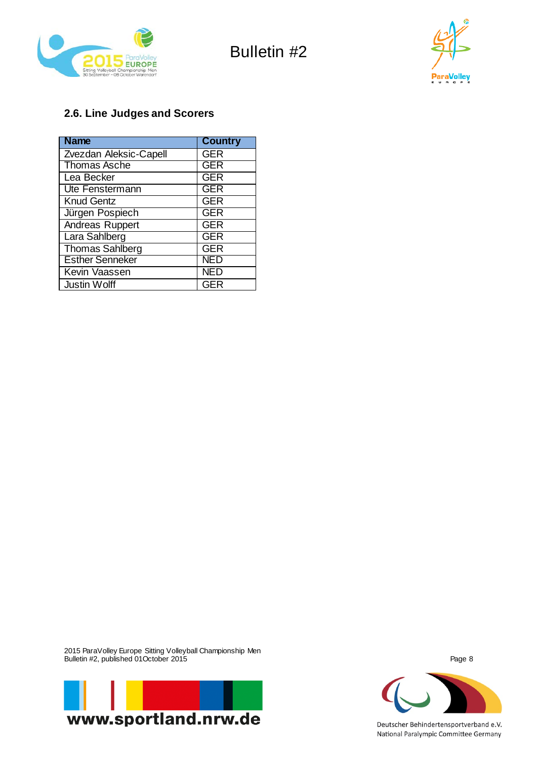## 2.6. Line Judges and Scorers

| Name | Country |
|---|---|
| Zvezdan Aleksic-Capell | GER |
| Thomas Asche | GER |
| Lea Becker | GER |
| Ute Fenstermann | GER |
| Knud Gentz | GER |
| Jürgen Pospiech | GER |
| Andreas Ruppert | GER |
| Lara Sahlberg | GER |
| Thomas Sahlberg | GER |
| Esther Senneker | NED |
| Kevin Vaassen | NED |
| Justin Wolff | GER |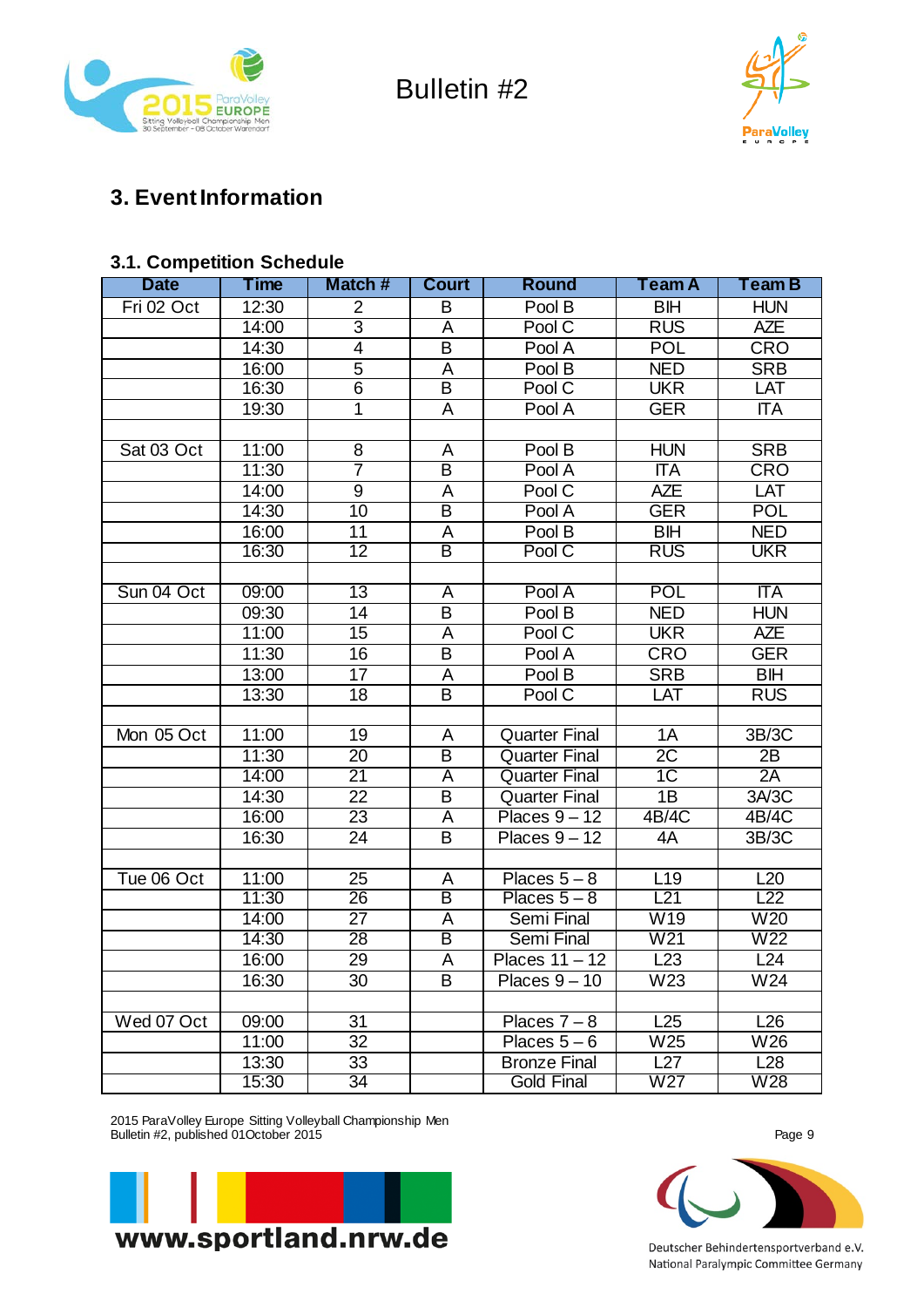Bulletin #2

# 3. Event Information

## 3.1. Competition Schedule

| Date | Time | Match # | Court | Round | Team A | Team B |
|---|---|---|---|---|---|---|
| Fri 02 Oct | 12:30 | 2 | B | Pool B | BIH | HUN |
| | 14:00 | 3 | A | Pool C | RUS | AZE |
| | 14:30 | 4 | B | Pool A | POL | CRO |
| | 16:00 | 5 | A | Pool B | NED | SRB |
| | 16:30 | 6 | B | Pool C | UKR | LAT |
| | 19:30 | 1 | A | Pool A | GER | ITA |
| | | | | | | |
| Sat 03 Oct | 11:00 | 8 | A | Pool B | HUN | SRB |
| | 11:30 | 7 | B | Pool A | ITA | CRO |
| | 14:00 | 9 | A | Pool C | AZE | LAT |
| | 14:30 | 10 | B | Pool A | GER | POL |
| | 16:00 | 11 | A | Pool B | BIH | NED |
| | 16:30 | 12 | B | Pool C | RUS | UKR |
| | | | | | | |
| Sun 04 Oct | 09:00 | 13 | A | Pool A | POL | ITA |
| | 09:30 | 14 | B | Pool B | NED | HUN |
| | 11:00 | 15 | A | Pool C | UKR | AZE |
| | 11:30 | 16 | B | Pool A | CRO | GER |
| | 13:00 | 17 | A | Pool B | SRB | BIH |
| | 13:30 | 18 | B | Pool C | LAT | RUS |
| | | | | | | |
| Mon 05 Oct | 11:00 | 19 | A | Quarter Final | 1A | 3B/3C |
| | 11:30 | 20 | B | Quarter Final | 2C | 2B |
| | 14:00 | 21 | A | Quarter Final | 1C | 2A |
| | 14:30 | 22 | B | Quarter Final | 1B | 3A/3C |
| | 16:00 | 23 | A | Places 9 – 12 | 4B/4C | 4B/4C |
| | 16:30 | 24 | B | Places 9 – 12 | 4A | 3B/3C |
| | | | | | | |
| Tue 06 Oct | 11:00 | 25 | A | Places 5 – 8 | L19 | L20 |
| | 11:30 | 26 | B | Places 5 – 8 | L21 | L22 |
| | 14:00 | 27 | A | Semi Final | W19 | W20 |
| | 14:30 | 28 | B | Semi Final | W21 | W22 |
| | 16:00 | 29 | A | Places 11 – 12 | L23 | L24 |
| | 16:30 | 30 | B | Places 9 – 10 | W23 | W24 |
| | | | | | | |
| Wed 07 Oct | 09:00 | 31 | | Places 7 – 8 | L25 | L26 |
| | 11:00 | 32 | | Places 5 – 6 | W25 | W26 |
| | 13:30 | 33 | | Bronze Final | L27 | L28 |
| | 15:30 | 34 | | Gold Final | W27 | W28 |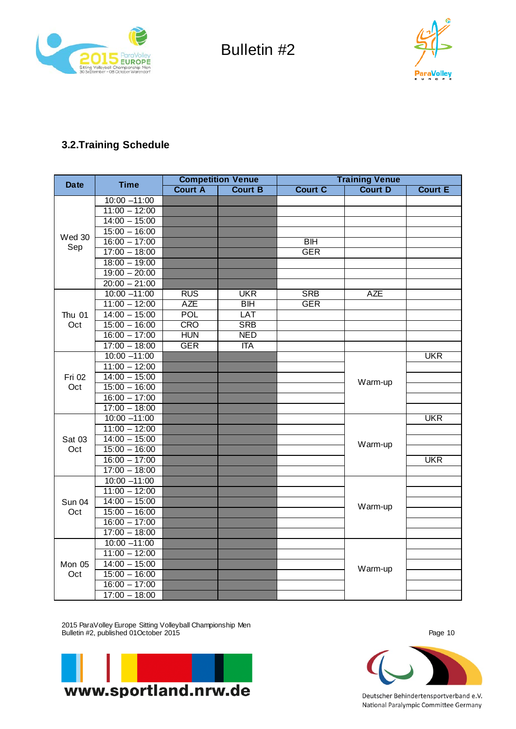### 3.2.Training Schedule

| Date | Time | Competition Venue | | Training Venue | | |
|---|---|---|---|---|---|---|
| | | Court A | Court B | Court C | Court D | Court E |
| Wed 30 Sep | 10:00 –11:00 | | | | | |
| | 11:00 – 12:00 | | | | | |
| | 14:00 – 15:00 | | | | | |
| | 15:00 – 16:00 | | | | | |
| | 16:00 – 17:00 | | | BIH | | |
| | 17:00 – 18:00 | | | GER | | |
| | 18:00 – 19:00 | | | | | |
| | 19:00 – 20:00 | | | | | |
| | 20:00 – 21:00 | | | | | |
| Thu 01 Oct | 10:00 –11:00 | RUS | UKR | SRB | AZE | |
| | 11:00 – 12:00 | AZE | BIH | GER | | |
| | 14:00 – 15:00 | POL | LAT | | | |
| | 15:00 – 16:00 | CRO | SRB | | | |
| | 16:00 – 17:00 | HUN | NED | | | |
| | 17:00 – 18:00 | GER | ITA | | | |
| Fri 02 Oct | 10:00 –11:00 | | | | Warm-up | UKR |
| | 11:00 – 12:00 | | | | | |
| | 14:00 – 15:00 | | | | | |
| | 15:00 – 16:00 | | | | | |
| | 16:00 – 17:00 | | | | | |
| | 17:00 – 18:00 | | | | | |
| Sat 03 Oct | 10:00 –11:00 | | | | Warm-up | UKR |
| | 11:00 – 12:00 | | | | | |
| | 14:00 – 15:00 | | | | | |
| | 15:00 – 16:00 | | | | | |
| | 16:00 – 17:00 | | | | | UKR |
| | 17:00 – 18:00 | | | | | |
| Sun 04 Oct | 10:00 –11:00 | | | | Warm-up | |
| | 11:00 – 12:00 | | | | | |
| | 14:00 – 15:00 | | | | | |
| | 15:00 – 16:00 | | | | | |
| | 16:00 – 17:00 | | | | | |
| | 17:00 – 18:00 | | | | | |
| Mon 05 Oct | 10:00 –11:00 | | | | Warm-up | |
| | 11:00 – 12:00 | | | | | |
| | 14:00 – 15:00 | | | | | |
| | 15:00 – 16:00 | | | | | |
| | 16:00 – 17:00 | | | | | |
| | 17:00 – 18:00 | | | | | |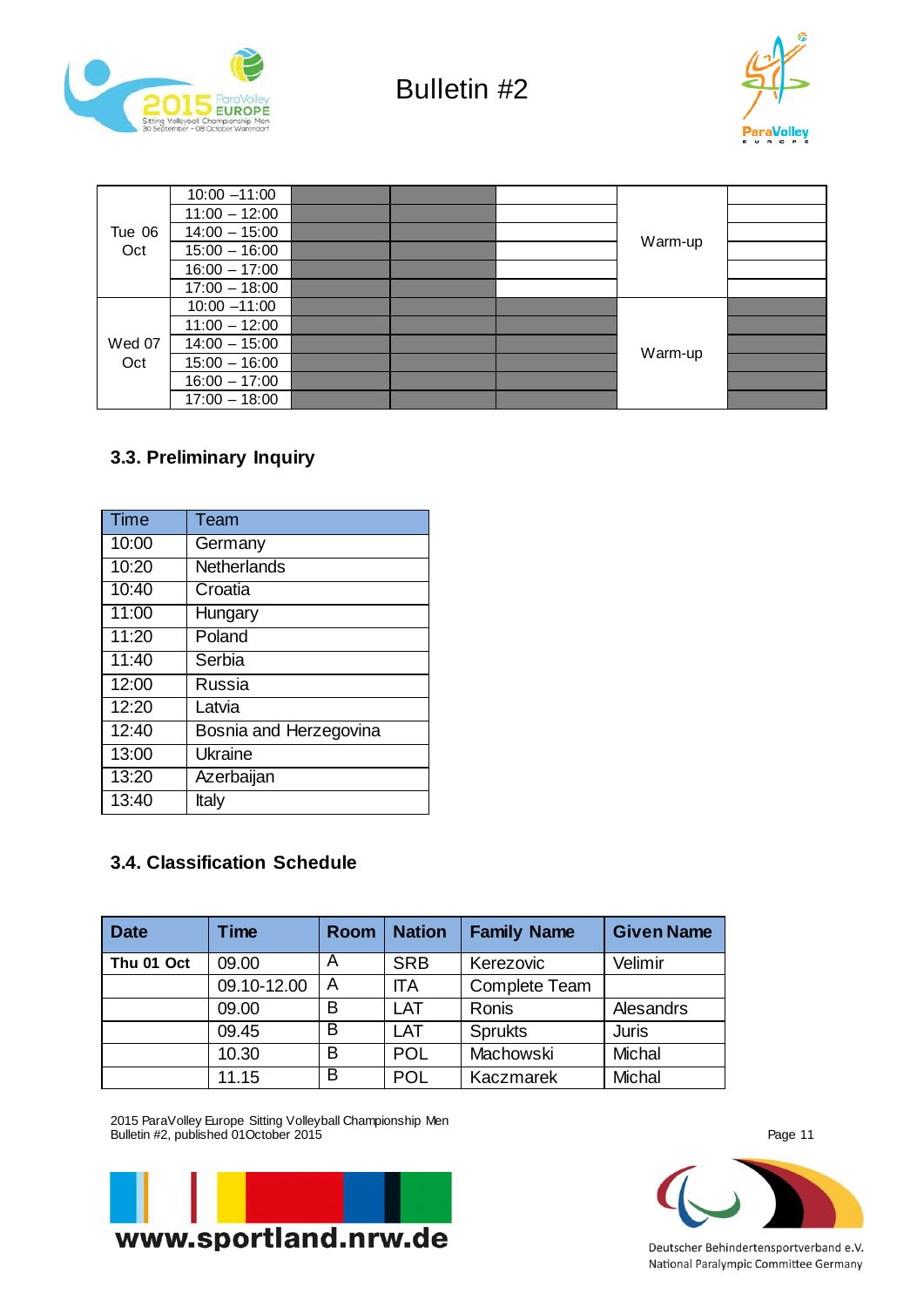| | | | | | | |
|---|---|---|---|---|---|---|
| Tue 06 Oct | 10:00 –11:00 | | | | Warm-up | |
| | 11:00 – 12:00 | | | | | |
| | 14:00 – 15:00 | | | | | |
| | 15:00 – 16:00 | | | | | |
| | 16:00 – 17:00 | | | | | |
| | 17:00 – 18:00 | | | | | |
| Wed 07 Oct | 10:00 –11:00 | | | | Warm-up | |
| | 11:00 – 12:00 | | | | | |
| | 14:00 – 15:00 | | | | | |
| | 15:00 – 16:00 | | | | | |
| | 16:00 – 17:00 | | | | | |
| | 17:00 – 18:00 | | | | | |

### 3.3. Preliminary Inquiry

| Time | Team |
|---|---|
| 10:00 | Germany |
| 10:20 | Netherlands |
| 10:40 | Croatia |
| 11:00 | Hungary |
| 11:20 | Poland |
| 11:40 | Serbia |
| 12:00 | Russia |
| 12:20 | Latvia |
| 12:40 | Bosnia and Herzegovina |
| 13:00 | Ukraine |
| 13:20 | Azerbaijan |
| 13:40 | Italy |

### 3.4. Classification Schedule

| Date | Time | Room | Nation | Family Name | Given Name |
|---|---|---|---|---|---|
| **Thu 01 Oct** | 09.00 | A | SRB | Kerezovic | Velimir |
| | 09.10-12.00 | A | ITA | Complete Team | |
| | 09.00 | B | LAT | Ronis | Alesandrs |
| | 09.45 | B | LAT | Sprukts | Juris |
| | 10.30 | B | POL | Machowski | Michal |
| | 11.15 | B | POL | Kaczmarek | Michal |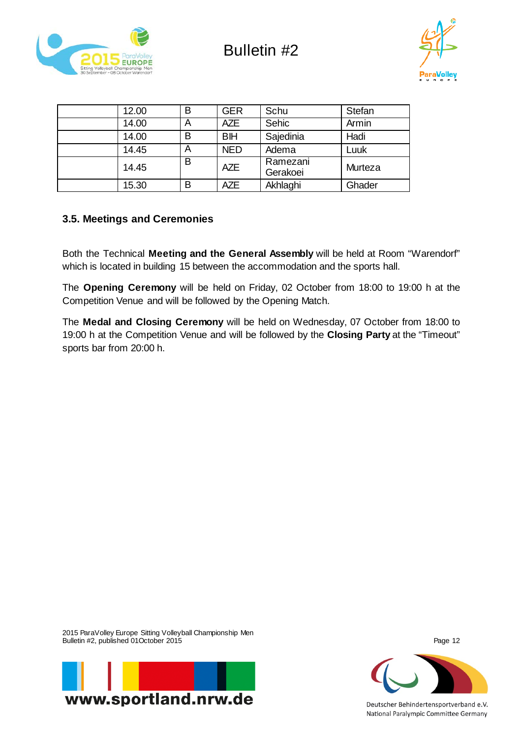| | | | | | |
|---|---|---|---|---|---|
| | 12.00 | B | GER | Schu | Stefan |
| | 14.00 | A | AZE | Sehic | Armin |
| | 14.00 | B | BIH | Sajedinia | Hadi |
| | 14.45 | A | NED | Adema | Luuk |
| | 14.45 | B | AZE | Ramezani Gerakoei | Murteza |
| | 15.30 | B | AZE | Akhlaghi | Ghader |

### 3.5. Meetings and Ceremonies

Both the Technical **Meeting and the General Assembly** will be held at Room "Warendorf" which is located in building 15 between the accommodation and the sports hall.

The **Opening Ceremony** will be held on Friday, 02 October from 18:00 to 19:00 h at the Competition Venue and will be followed by the Opening Match.

The **Medal and Closing Ceremony** will be held on Wednesday, 07 October from 18:00 to 19:00 h at the Competition Venue and will be followed by the **Closing Party** at the "Timeout" sports bar from 20:00 h.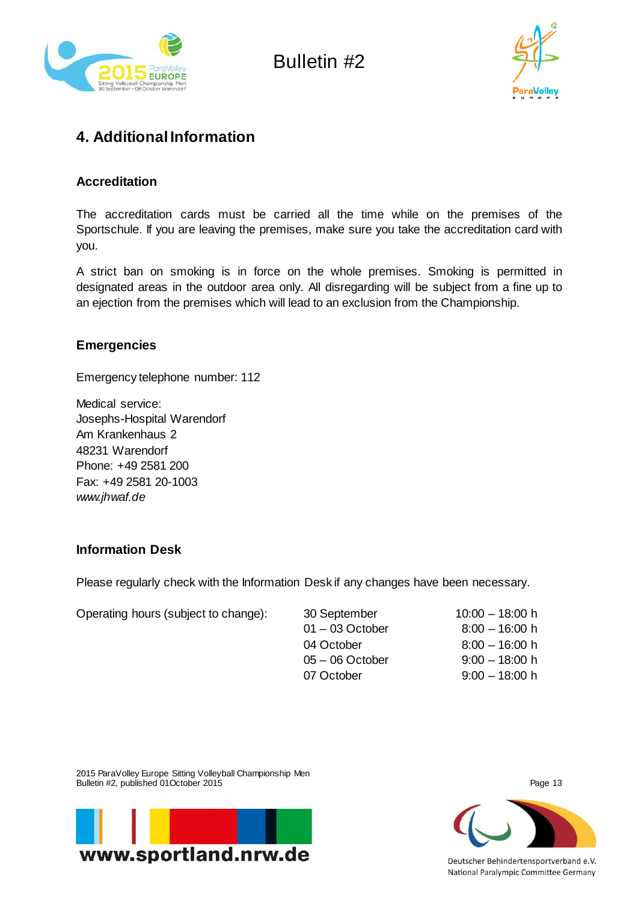## 4. Additional Information

### Accreditation

The accreditation cards must be carried all the time while on the premises of the Sportschule. If you are leaving the premises, make sure you take the accreditation card with you.

A strict ban on smoking is in force on the whole premises. Smoking is permitted in designated areas in the outdoor area only. All disregarding will be subject from a fine up to an ejection from the premises which will lead to an exclusion from the Championship.

### Emergencies

Emergency telephone number: 112

Medical service:
Josephs-Hospital Warendorf
Am Krankenhaus 2
48231 Warendorf
Phone: +49 2581 200
Fax: +49 2581 20-1003
*www.jhwaf.de*

### Information Desk

Please regularly check with the Information Desk if any changes have been necessary.

| Operating hours (subject to change): | 30 September | 10:00 – 18:00 h |
|---|---|---|
| | 01 – 03 October | 8:00 – 16:00 h |
| | 04 October | 8:00 – 16:00 h |
| | 05 – 06 October | 9:00 – 18:00 h |
| | 07 October | 9:00 – 18:00 h |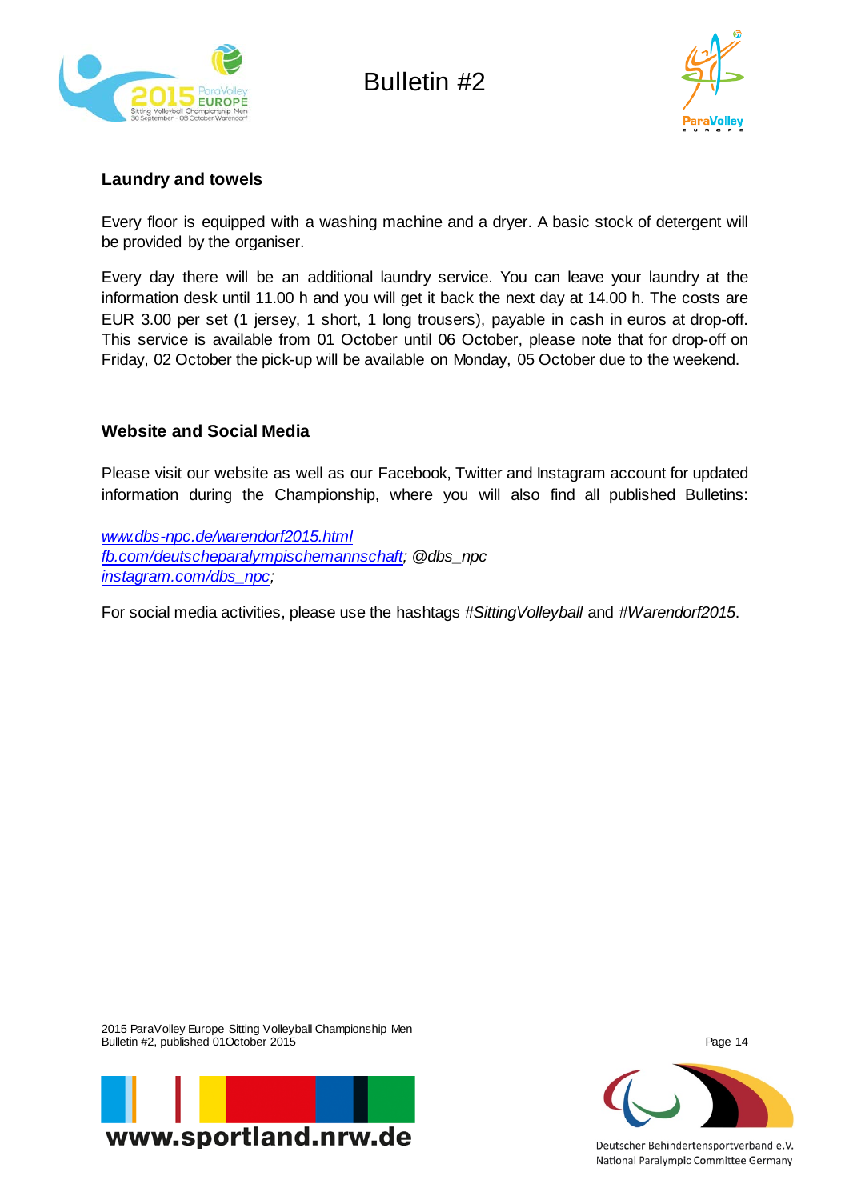## Laundry and towels

Every floor is equipped with a washing machine and a dryer. A basic stock of detergent will be provided by the organiser.

Every day there will be an additional laundry service. You can leave your laundry at the information desk until 11.00 h and you will get it back the next day at 14.00 h. The costs are EUR 3.00 per set (1 jersey, 1 short, 1 long trousers), payable in cash in euros at drop-off. This service is available from 01 October until 06 October, please note that for drop-off on Friday, 02 October the pick-up will be available on Monday, 05 October due to the weekend.

## Website and Social Media

Please visit our website as well as our Facebook, Twitter and Instagram account for updated information during the Championship, where you will also find all published Bulletins:

*www.dbs-npc.de/warendorf2015.html*
*fb.com/deutscheparalympischemannschaft; @dbs_npc*
*instagram.com/dbs_npc;*

For social media activities, please use the hashtags *#SittingVolleyball* and *#Warendorf2015*.